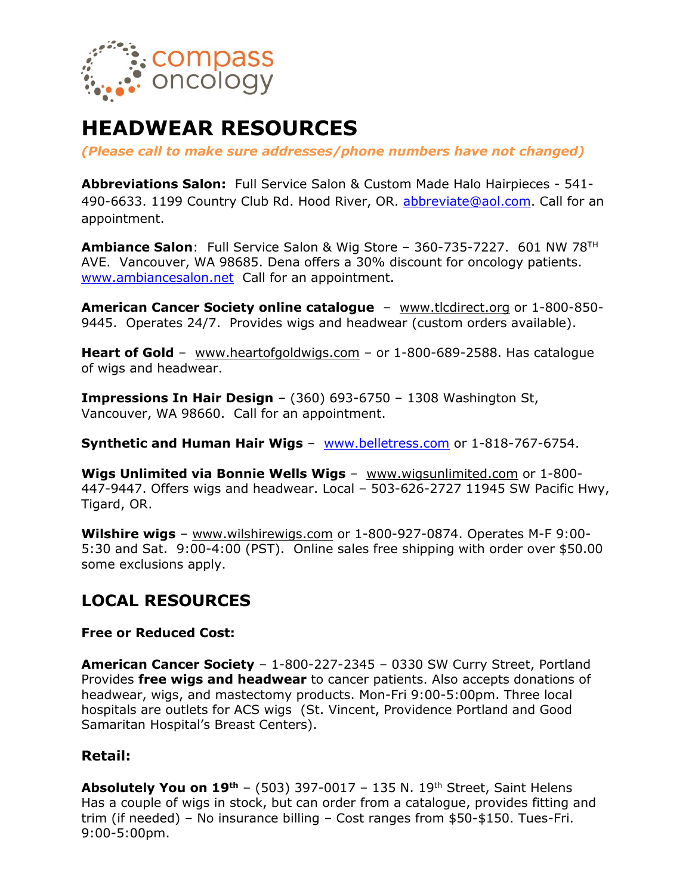compass oncology

# HEADWEAR RESOURCES

***(Please call to make sure addresses/phone numbers have not changed)***

**Abbreviations Salon:** Full Service Salon & Custom Made Halo Hairpieces - 541-490-6633. 1199 Country Club Rd. Hood River, OR. abbreviate@aol.com. Call for an appointment.

**Ambiance Salon**: Full Service Salon & Wig Store – 360-735-7227. 601 NW 78TH AVE. Vancouver, WA 98685. Dena offers a 30% discount for oncology patients. www.ambiancesalon.net Call for an appointment.

**American Cancer Society online catalogue** – www.tlcdirect.org or 1-800-850-9445. Operates 24/7. Provides wigs and headwear (custom orders available).

**Heart of Gold** – www.heartofgoldwigs.com – or 1-800-689-2588. Has catalogue of wigs and headwear.

**Impressions In Hair Design** – (360) 693-6750 – 1308 Washington St, Vancouver, WA 98660. Call for an appointment.

**Synthetic and Human Hair Wigs** – www.belletress.com or 1-818-767-6754.

**Wigs Unlimited via Bonnie Wells Wigs** – www.wigsunlimited.com or 1-800-447-9447. Offers wigs and headwear. Local – 503-626-2727 11945 SW Pacific Hwy, Tigard, OR.

**Wilshire wigs** – www.wilshirewigs.com or 1-800-927-0874. Operates M-F 9:00-5:30 and Sat. 9:00-4:00 (PST). Online sales free shipping with order over $50.00 some exclusions apply.

## LOCAL RESOURCES

**Free or Reduced Cost:**

**American Cancer Society** – 1-800-227-2345 – 0330 SW Curry Street, Portland Provides **free wigs and headwear** to cancer patients. Also accepts donations of headwear, wigs, and mastectomy products. Mon-Fri 9:00-5:00pm. Three local hospitals are outlets for ACS wigs (St. Vincent, Providence Portland and Good Samaritan Hospital's Breast Centers).

### Retail:

**Absolutely You on 19th** – (503) 397-0017 – 135 N. 19th Street, Saint Helens Has a couple of wigs in stock, but can order from a catalogue, provides fitting and trim (if needed) – No insurance billing – Cost ranges from $50-$150. Tues-Fri. 9:00-5:00pm.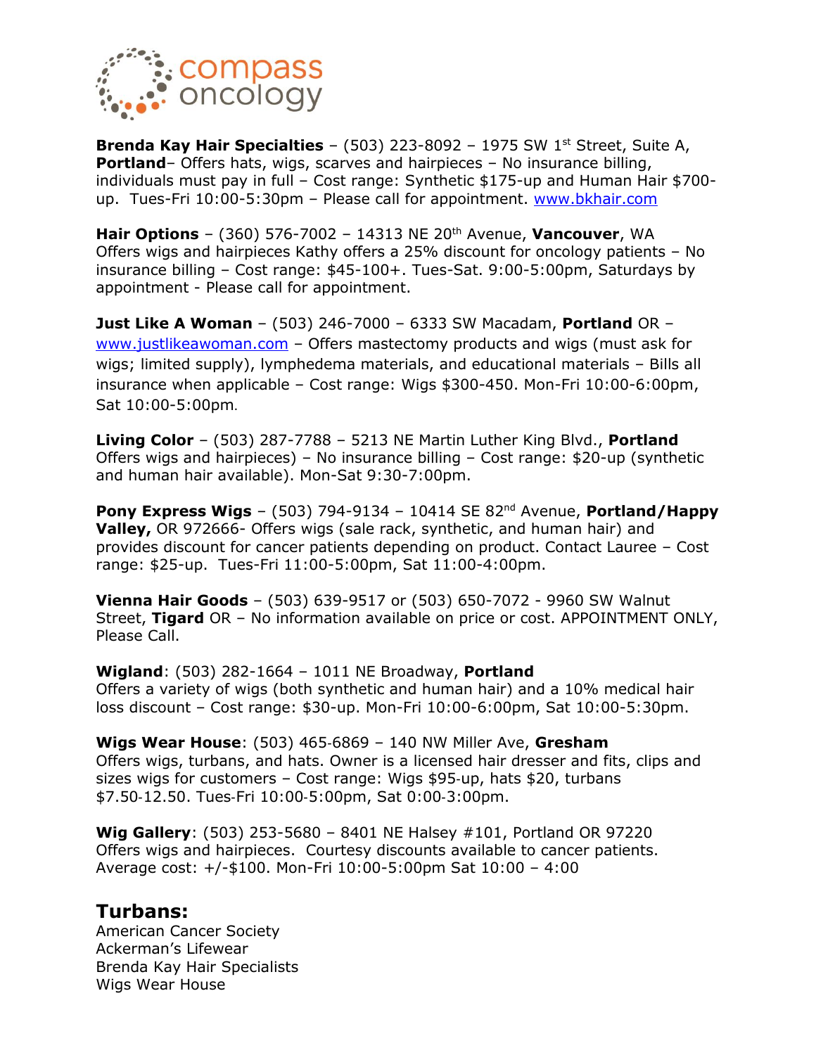**Brenda Kay Hair Specialties** – (503) 223-8092 – 1975 SW 1st Street, Suite A, **Portland**– Offers hats, wigs, scarves and hairpieces – No insurance billing, individuals must pay in full – Cost range: Synthetic $175-up and Human Hair $700-up. Tues-Fri 10:00-5:30pm – Please call for appointment. www.bkhair.com

**Hair Options** – (360) 576-7002 – 14313 NE 20th Avenue, **Vancouver**, WA
Offers wigs and hairpieces Kathy offers a 25% discount for oncology patients – No insurance billing – Cost range: $45-100+. Tues-Sat. 9:00-5:00pm, Saturdays by appointment - Please call for appointment.

**Just Like A Woman** – (503) 246-7000 – 6333 SW Macadam, **Portland** OR – www.justlikeawoman.com – Offers mastectomy products and wigs (must ask for wigs; limited supply), lymphedema materials, and educational materials – Bills all insurance when applicable – Cost range: Wigs $300-450. Mon-Fri 10:00-6:00pm, Sat 10:00-5:00pm.

**Living Color** – (503) 287-7788 – 5213 NE Martin Luther King Blvd., **Portland**
Offers wigs and hairpieces) – No insurance billing – Cost range: $20-up (synthetic and human hair available). Mon-Sat 9:30-7:00pm.

**Pony Express Wigs** – (503) 794-9134 – 10414 SE 82nd Avenue, **Portland/Happy Valley,** OR 972666- Offers wigs (sale rack, synthetic, and human hair) and provides discount for cancer patients depending on product. Contact Lauree – Cost range: $25-up. Tues-Fri 11:00-5:00pm, Sat 11:00-4:00pm.

**Vienna Hair Goods** – (503) 639-9517 or (503) 650-7072 - 9960 SW Walnut Street, **Tigard** OR – No information available on price or cost. APPOINTMENT ONLY, Please Call.

**Wigland**: (503) 282-1664 – 1011 NE Broadway, **Portland**
Offers a variety of wigs (both synthetic and human hair) and a 10% medical hair loss discount – Cost range: $30-up. Mon-Fri 10:00-6:00pm, Sat 10:00-5:30pm.

**Wigs Wear House**: (503) 465-6869 – 140 NW Miller Ave, **Gresham**
Offers wigs, turbans, and hats. Owner is a licensed hair dresser and fits, clips and sizes wigs for customers – Cost range: Wigs $95-up, hats $20, turbans $7.50-12.50. Tues-Fri 10:00-5:00pm, Sat 0:00-3:00pm.

**Wig Gallery**: (503) 253-5680 – 8401 NE Halsey #101, Portland OR 97220
Offers wigs and hairpieces. Courtesy discounts available to cancer patients. Average cost: +/-$100. Mon-Fri 10:00-5:00pm Sat 10:00 – 4:00

## Turbans:

American Cancer Society
Ackerman's Lifewear
Brenda Kay Hair Specialists
Wigs Wear House